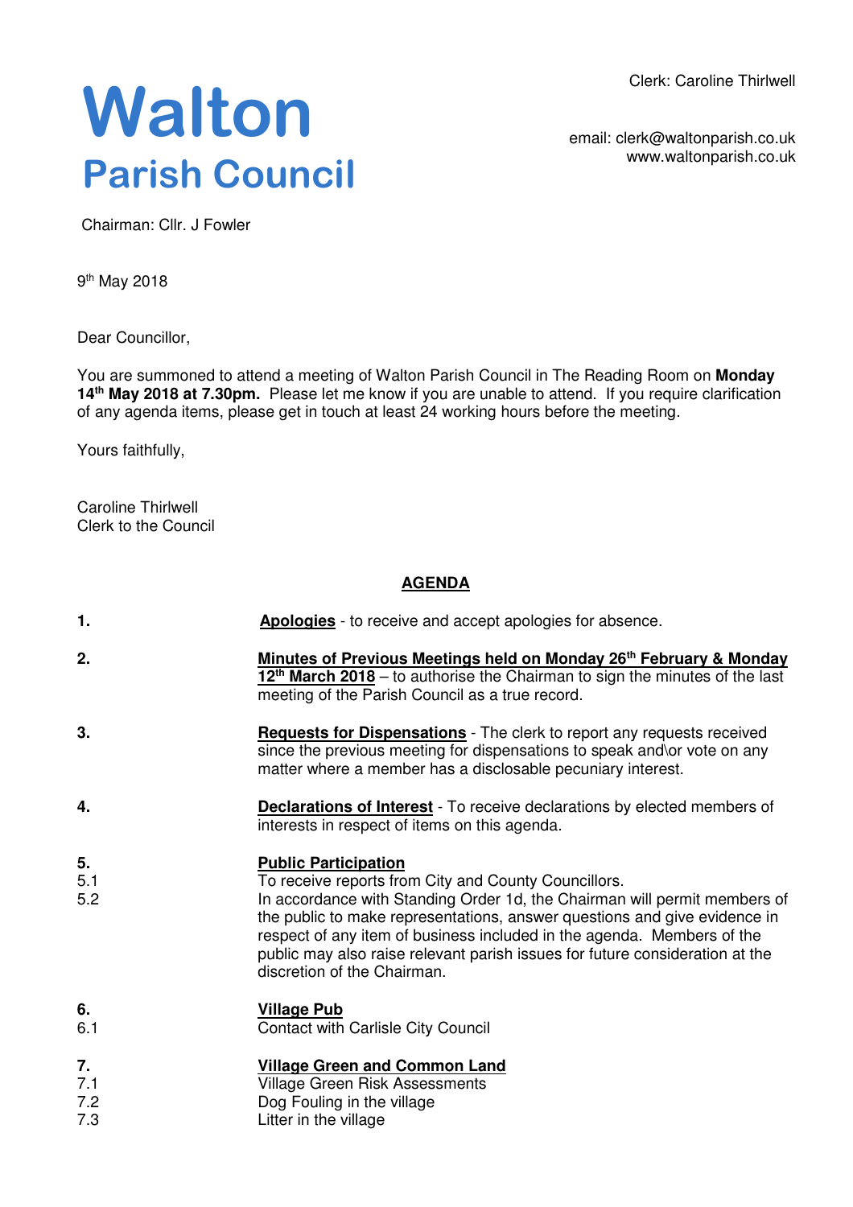# Walton
## Parish Council

Clerk: Caroline Thirlwell

email: clerk@waltonparish.co.uk
www.waltonparish.co.uk

Chairman: Cllr. J Fowler

9th May 2018

Dear Councillor,

You are summoned to attend a meeting of Walton Parish Council in The Reading Room on **Monday 14th May 2018 at 7.30pm.** Please let me know if you are unable to attend. If you require clarification of any agenda items, please get in touch at least 24 working hours before the meeting.

Yours faithfully,

Caroline Thirlwell
Clerk to the Council

## AGENDA

**1.** **Apologies** - to receive and accept apologies for absence.

**2.** **Minutes of Previous Meetings held on Monday 26th February & Monday 12th March 2018** – to authorise the Chairman to sign the minutes of the last meeting of the Parish Council as a true record.

**3.** **Requests for Dispensations** - The clerk to report any requests received since the previous meeting for dispensations to speak and\or vote on any matter where a member has a disclosable pecuniary interest.

**4.** **Declarations of Interest** - To receive declarations by elected members of interests in respect of items on this agenda.

**5.** **Public Participation**
- 5.1 To receive reports from City and County Councillors.
- 5.2 In accordance with Standing Order 1d, the Chairman will permit members of the public to make representations, answer questions and give evidence in respect of any item of business included in the agenda. Members of the public may also raise relevant parish issues for future consideration at the discretion of the Chairman.

**6.** **Village Pub**
- 6.1 Contact with Carlisle City Council

**7.** **Village Green and Common Land**
- 7.1 Village Green Risk Assessments
- 7.2 Dog Fouling in the village
- 7.3 Litter in the village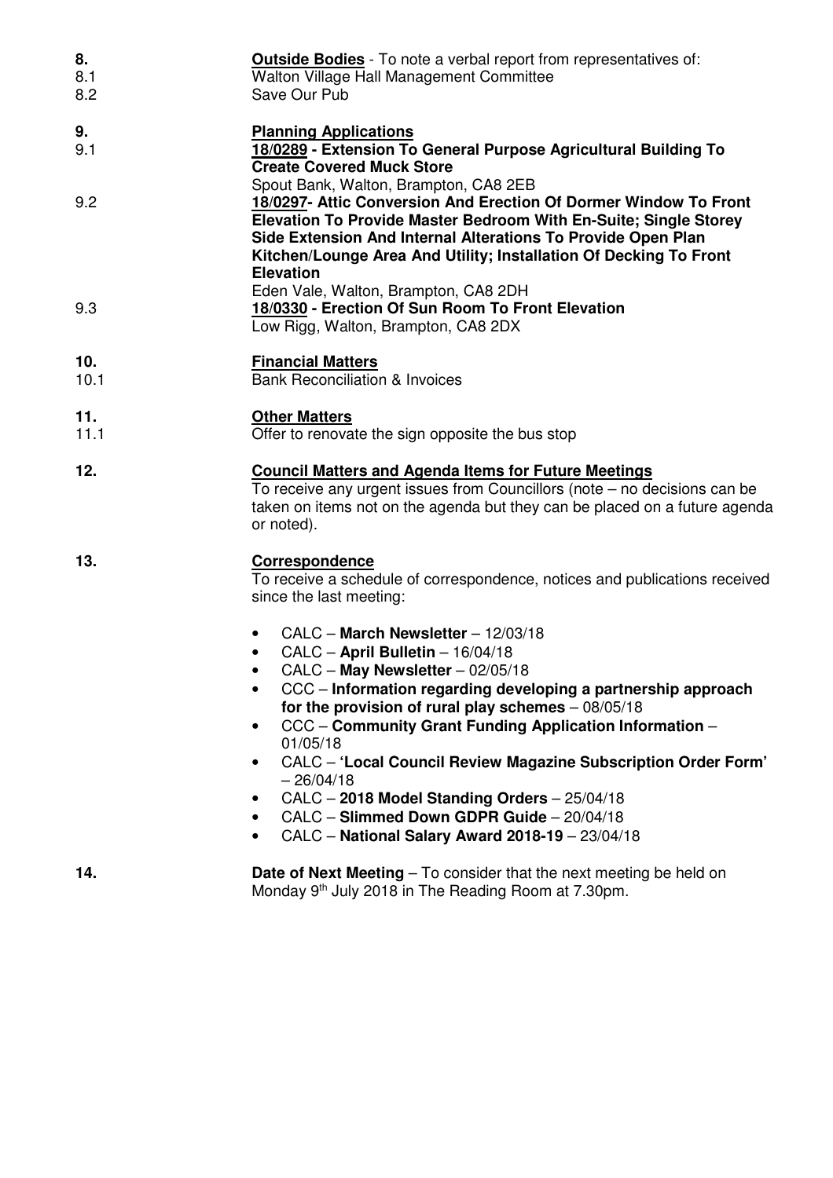**8.** **<u>Outside Bodies</u>** - To note a verbal report from representatives of:

8.1 Walton Village Hall Management Committee

8.2 Save Our Pub

**9.** **<u>Planning Applications</u>**

9.1 **<u>18/0289</u> - Extension To General Purpose Agricultural Building To Create Covered Muck Store**
Spout Bank, Walton, Brampton, CA8 2EB

9.2 **<u>18/0297</u>- Attic Conversion And Erection Of Dormer Window To Front Elevation To Provide Master Bedroom With En-Suite; Single Storey Side Extension And Internal Alterations To Provide Open Plan Kitchen/Lounge Area And Utility; Installation Of Decking To Front Elevation**
Eden Vale, Walton, Brampton, CA8 2DH

9.3 **<u>18/0330</u> - Erection Of Sun Room To Front Elevation**
Low Rigg, Walton, Brampton, CA8 2DX

**10.** **<u>Financial Matters</u>**

10.1 Bank Reconciliation & Invoices

**11.** **<u>Other Matters</u>**

11.1 Offer to renovate the sign opposite the bus stop

**12.** **<u>Council Matters and Agenda Items for Future Meetings</u>**
To receive any urgent issues from Councillors (note – no decisions can be taken on items not on the agenda but they can be placed on a future agenda or noted).

**13.** **<u>Correspondence</u>**
To receive a schedule of correspondence, notices and publications received since the last meeting:

- CALC – **March Newsletter** – 12/03/18
- CALC – **April Bulletin** – 16/04/18
- CALC – **May Newsletter** – 02/05/18
- CCC – **Information regarding developing a partnership approach for the provision of rural play schemes** – 08/05/18
- CCC – **Community Grant Funding Application Information** – 01/05/18
- CALC – **'Local Council Review Magazine Subscription Order Form'** – 26/04/18
- CALC – **2018 Model Standing Orders** – 25/04/18
- CALC – **Slimmed Down GDPR Guide** – 20/04/18
- CALC – **National Salary Award 2018-19** – 23/04/18

**14.** **Date of Next Meeting** – To consider that the next meeting be held on Monday 9th July 2018 in The Reading Room at 7.30pm.